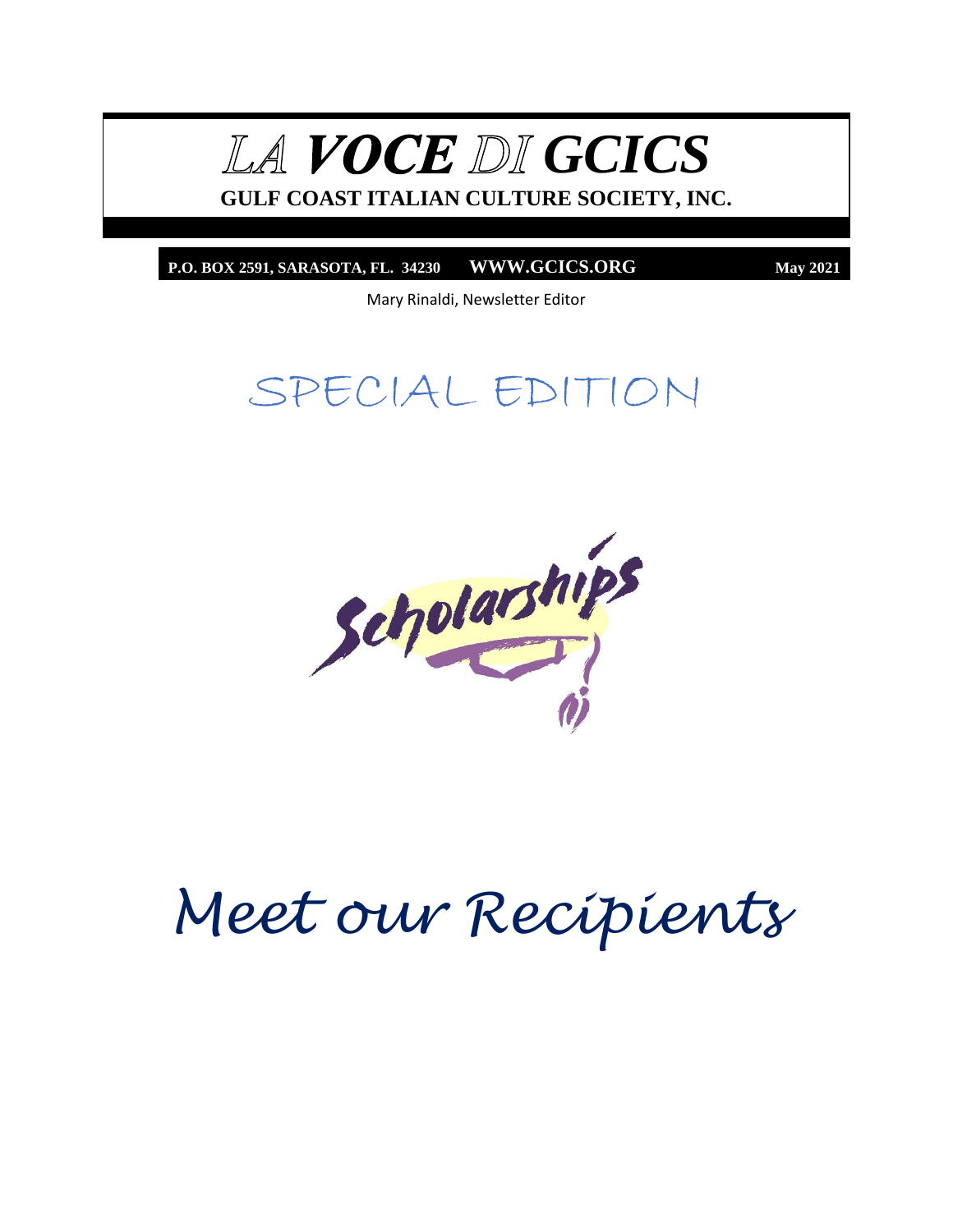# LA VOCE DI GCICS

**GULF COAST ITALIAN CULTURE SOCIETY, INC.**

**P.O. BOX 2591, SARASOTA, FL. 34230** **WWW.GCICS.ORG** **May 2021**

Mary Rinaldi, Newsletter Editor

## SPECIAL EDITION

Scholarships

# *Meet our Recipients*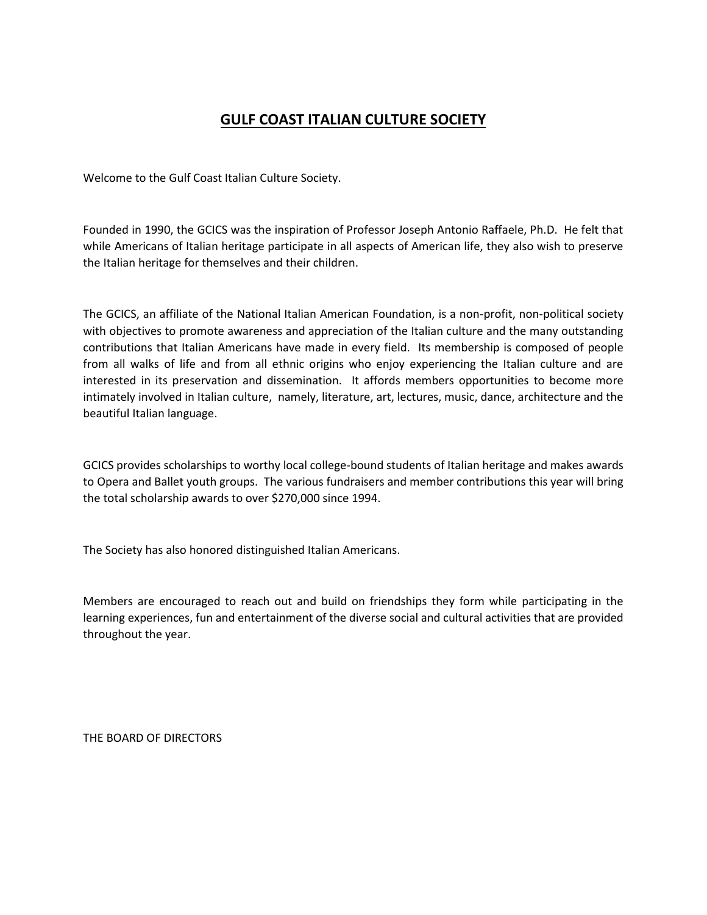# GULF COAST ITALIAN CULTURE SOCIETY

Welcome to the Gulf Coast Italian Culture Society.

Founded in 1990, the GCICS was the inspiration of Professor Joseph Antonio Raffaele, Ph.D. He felt that while Americans of Italian heritage participate in all aspects of American life, they also wish to preserve the Italian heritage for themselves and their children.

The GCICS, an affiliate of the National Italian American Foundation, is a non-profit, non-political society with objectives to promote awareness and appreciation of the Italian culture and the many outstanding contributions that Italian Americans have made in every field. Its membership is composed of people from all walks of life and from all ethnic origins who enjoy experiencing the Italian culture and are interested in its preservation and dissemination. It affords members opportunities to become more intimately involved in Italian culture, namely, literature, art, lectures, music, dance, architecture and the beautiful Italian language.

GCICS provides scholarships to worthy local college-bound students of Italian heritage and makes awards to Opera and Ballet youth groups. The various fundraisers and member contributions this year will bring the total scholarship awards to over $270,000 since 1994.

The Society has also honored distinguished Italian Americans.

Members are encouraged to reach out and build on friendships they form while participating in the learning experiences, fun and entertainment of the diverse social and cultural activities that are provided throughout the year.

THE BOARD OF DIRECTORS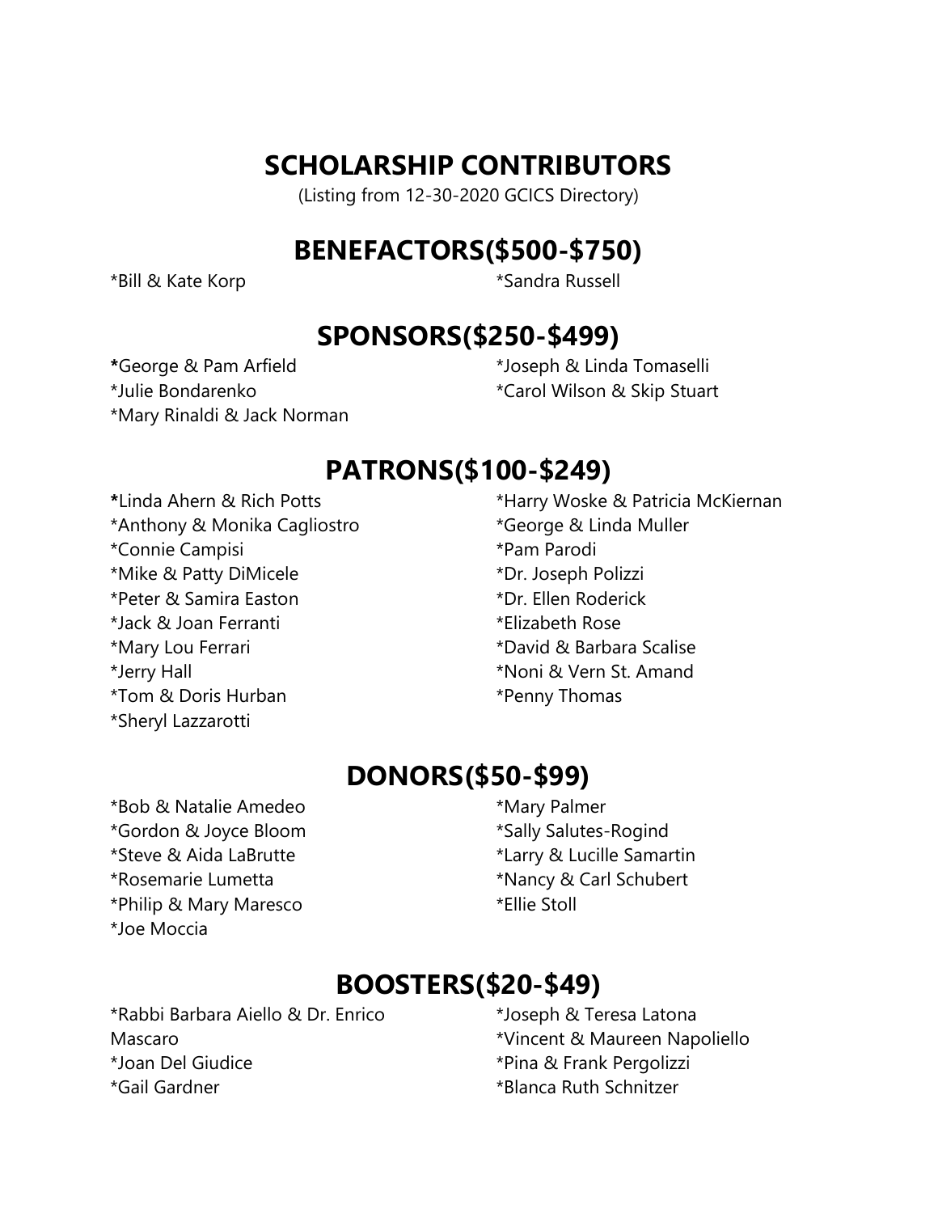# SCHOLARSHIP CONTRIBUTORS

(Listing from 12-30-2020 GCICS Directory)

## BENEFACTORS($500-$750)

*Bill & Kate Korp
*Sandra Russell

## SPONSORS($250-$499)

*George & Pam Arfield
*Julie Bondarenko
*Mary Rinaldi & Jack Norman
*Joseph & Linda Tomaselli
*Carol Wilson & Skip Stuart

## PATRONS($100-$249)

*Linda Ahern & Rich Potts
*Anthony & Monika Cagliostro
*Connie Campisi
*Mike & Patty DiMicele
*Peter & Samira Easton
*Jack & Joan Ferranti
*Mary Lou Ferrari
*Jerry Hall
*Tom & Doris Hurban
*Sheryl Lazzarotti
*Harry Woske & Patricia McKiernan
*George & Linda Muller
*Pam Parodi
*Dr. Joseph Polizzi
*Dr. Ellen Roderick
*Elizabeth Rose
*David & Barbara Scalise
*Noni & Vern St. Amand
*Penny Thomas

## DONORS($50-$99)

*Bob & Natalie Amedeo
*Gordon & Joyce Bloom
*Steve & Aida LaBrutte
*Rosemarie Lumetta
*Philip & Mary Maresco
*Joe Moccia
*Mary Palmer
*Sally Salutes-Rogind
*Larry & Lucille Samartin
*Nancy & Carl Schubert
*Ellie Stoll

## BOOSTERS($20-$49)

*Rabbi Barbara Aiello & Dr. Enrico Mascaro
*Joan Del Giudice
*Gail Gardner
*Joseph & Teresa Latona
*Vincent & Maureen Napoliello
*Pina & Frank Pergolizzi
*Blanca Ruth Schnitzer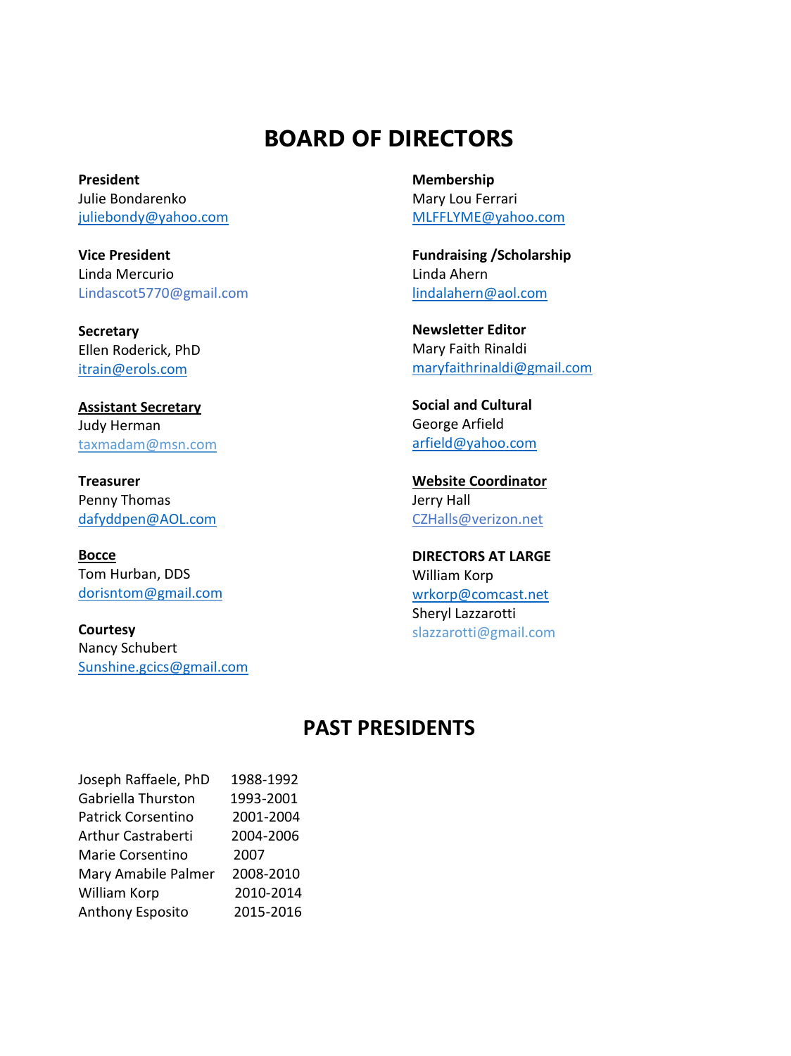# BOARD OF DIRECTORS

**President**
Julie Bondarenko
juliebondy@yahoo.com

**Vice President**
Linda Mercurio
Lindascot5770@gmail.com

**Secretary**
Ellen Roderick, PhD
itrain@erols.com

**Assistant Secretary**
Judy Herman
taxmadam@msn.com

**Treasurer**
Penny Thomas
dafyddpen@AOL.com

**Bocce**
Tom Hurban, DDS
dorisntom@gmail.com

**Courtesy**
Nancy Schubert
Sunshine.gcics@gmail.com

**Membership**
Mary Lou Ferrari
MLFFLYME@yahoo.com

**Fundraising /Scholarship**
Linda Ahern
lindalahern@aol.com

**Newsletter Editor**
Mary Faith Rinaldi
maryfaithrinaldi@gmail.com

**Social and Cultural**
George Arfield
arfield@yahoo.com

**Website Coordinator**
Jerry Hall
CZHalls@verizon.net

**DIRECTORS AT LARGE**
William Korp
wrkorp@comcast.net
Sheryl Lazzarotti
slazzarotti@gmail.com

# PAST PRESIDENTS

| | |
|---|---|
| Joseph Raffaele, PhD | 1988-1992 |
| Gabriella Thurston | 1993-2001 |
| Patrick Corsentino | 2001-2004 |
| Arthur Castraberti | 2004-2006 |
| Marie Corsentino | 2007 |
| Mary Amabile Palmer | 2008-2010 |
| William Korp | 2010-2014 |
| Anthony Esposito | 2015-2016 |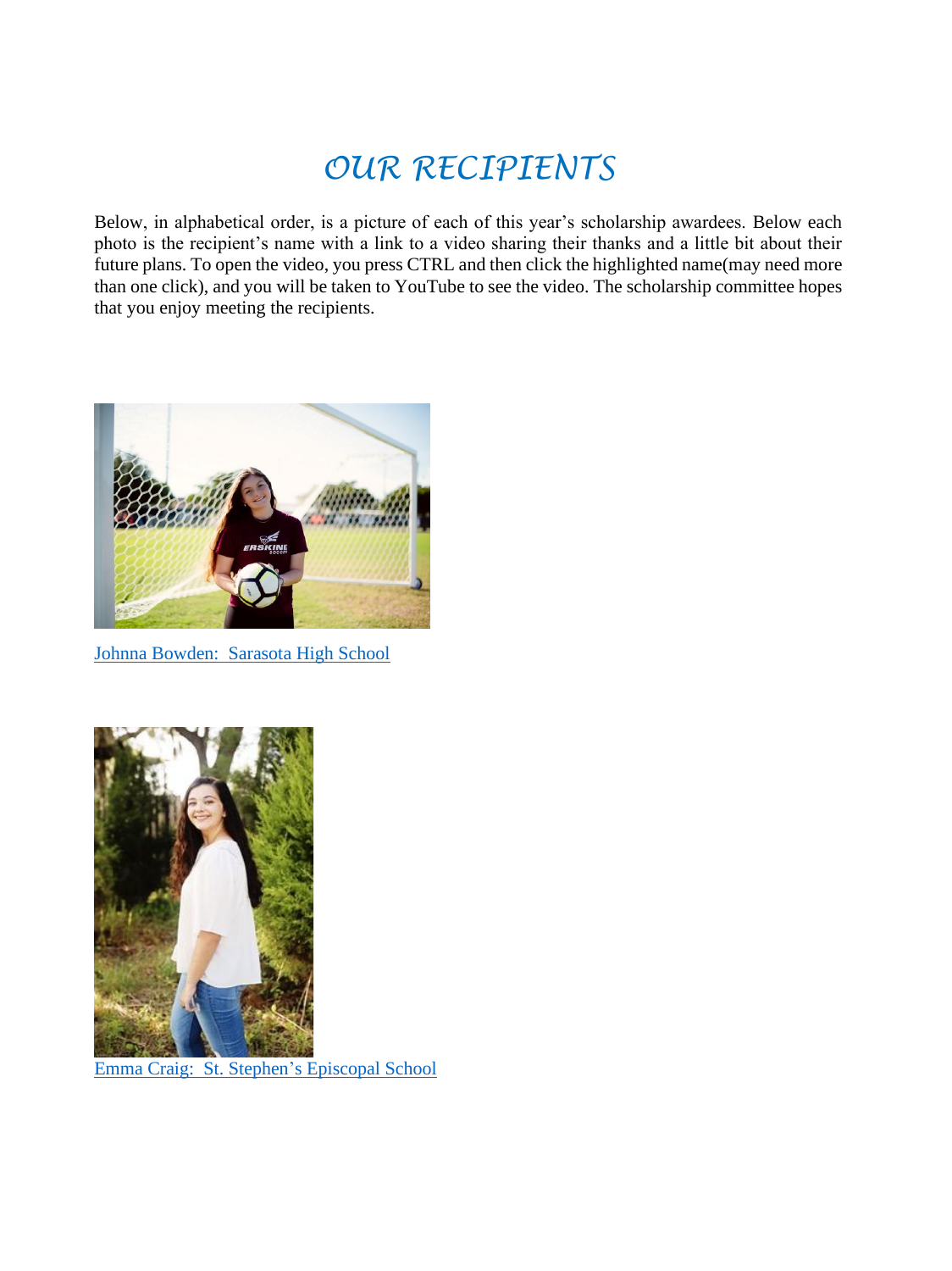# OUR RECIPIENTS

Below, in alphabetical order, is a picture of each of this year's scholarship awardees. Below each photo is the recipient's name with a link to a video sharing their thanks and a little bit about their future plans. To open the video, you press CTRL and then click the highlighted name(may need more than one click), and you will be taken to YouTube to see the video. The scholarship committee hopes that you enjoy meeting the recipients.

Johnna Bowden: Sarasota High School

Emma Craig: St. Stephen's Episcopal School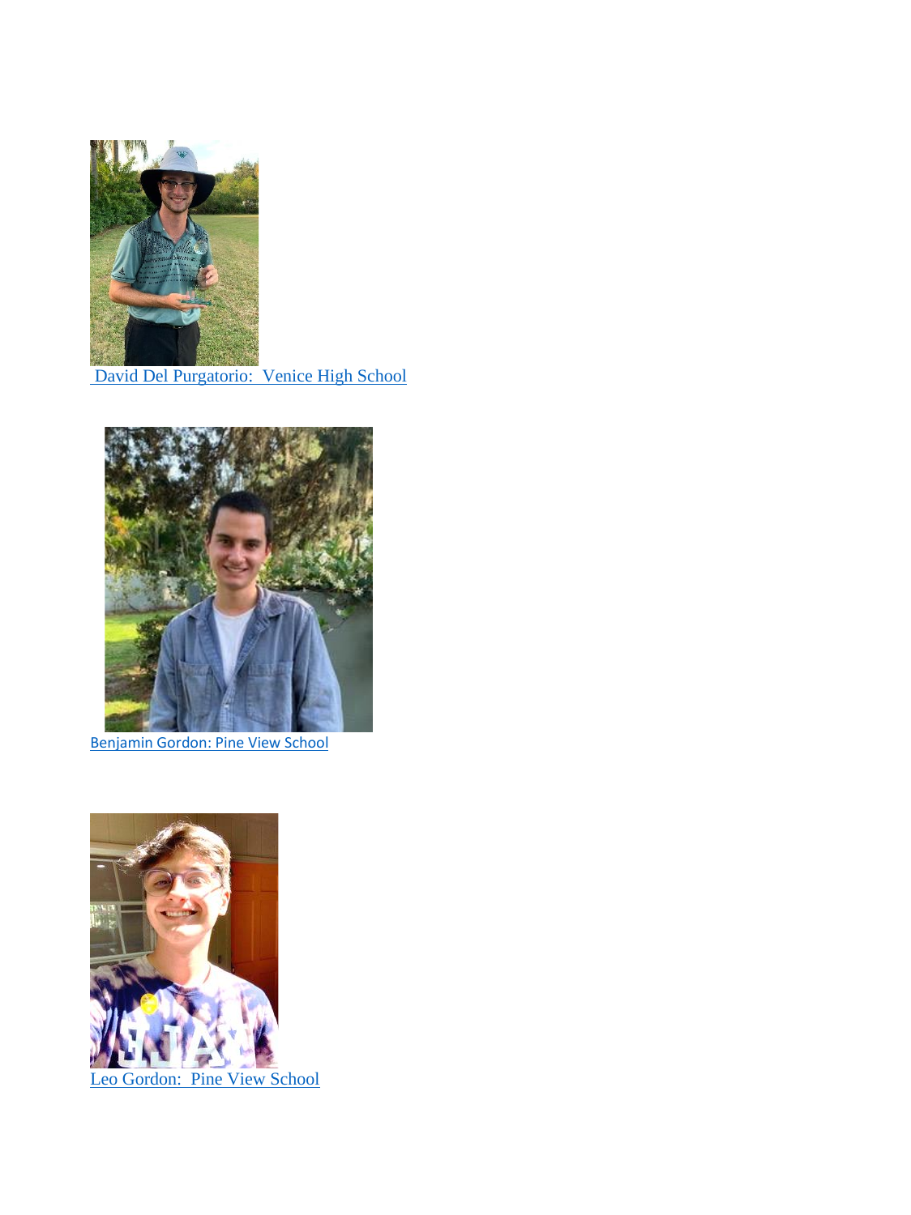David Del Purgatorio:  Venice High School

Benjamin Gordon: Pine View School

Leo Gordon:  Pine View School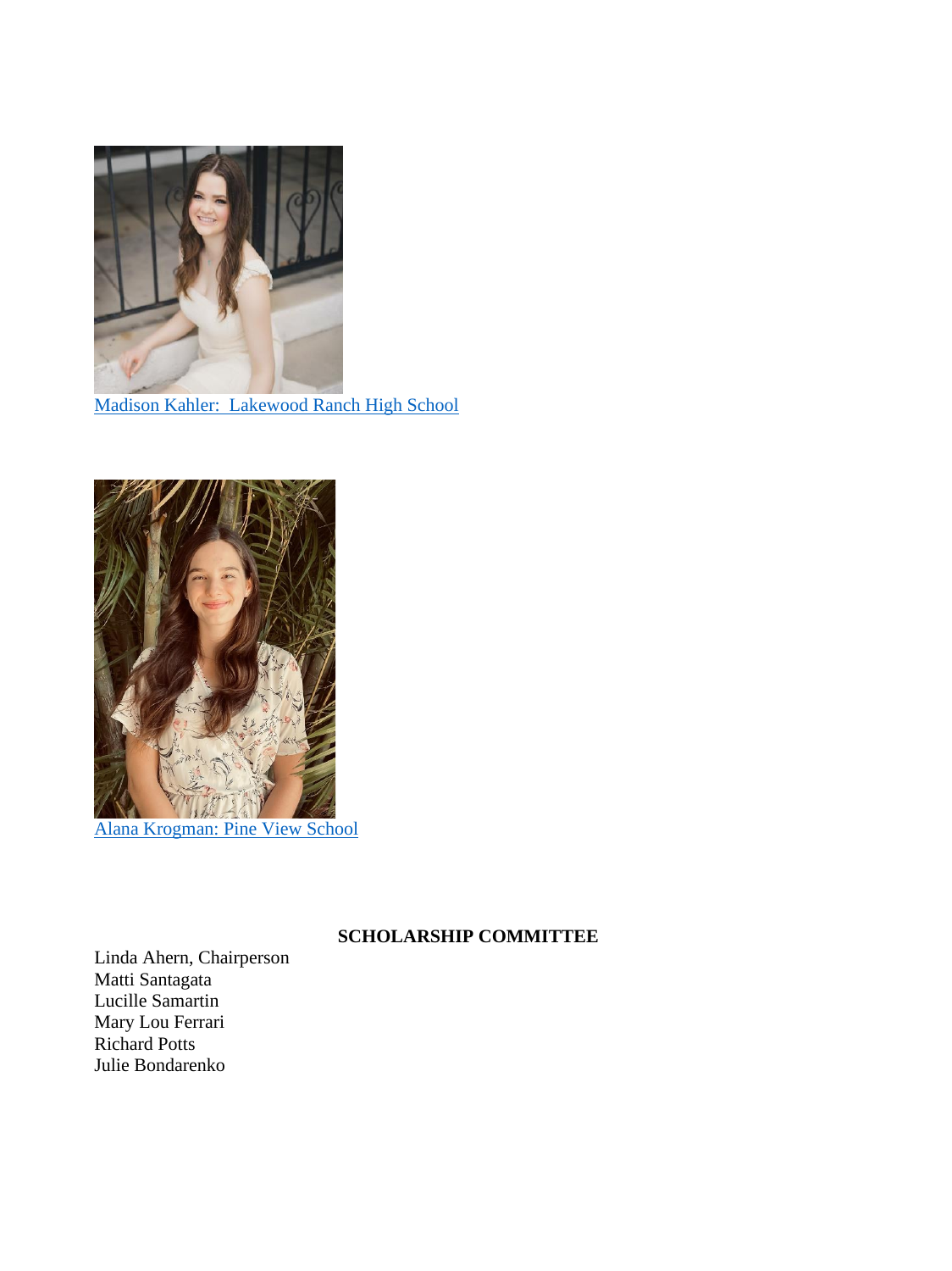[Madison Kahler: Lakewood Ranch High School]

[Alana Krogman: Pine View School]

**SCHOLARSHIP COMMITTEE**

Linda Ahern, Chairperson
Matti Santagata
Lucille Samartin
Mary Lou Ferrari
Richard Potts
Julie Bondarenko